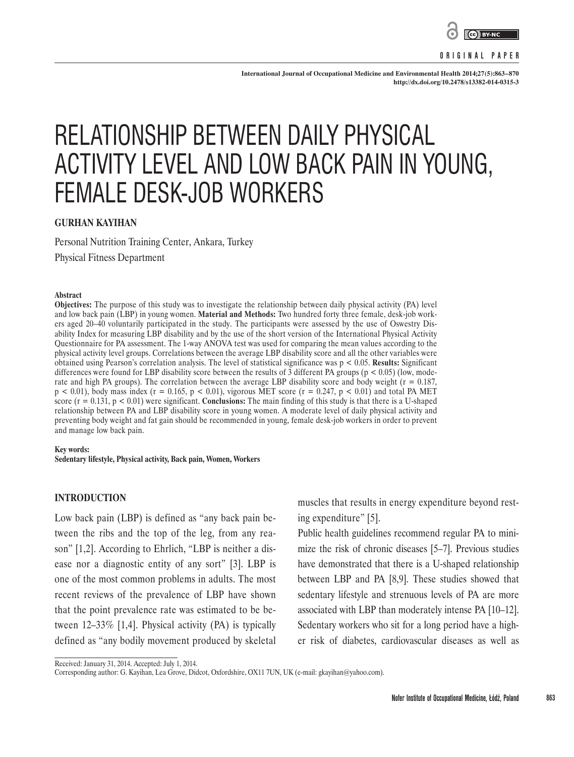ORIGINAL PAPER

# RELATIONSHIP BETWEEN DAILY PHYSICAL ACTIVITY LEVEL AND LOW BACK PAIN IN YOUNG, FEMALE DESK-JOB WORKERS

**GURHAN KAYIHAN**

Personal Nutrition Training Center, Ankara, Turkey
Physical Fitness Department

**Abstract**

**Objectives:** The purpose of this study was to investigate the relationship between daily physical activity (PA) level and low back pain (LBP) in young women. **Material and Methods:** Two hundred forty three female, desk-job workers aged 20–40 voluntarily participated in the study. The participants were assessed by the use of Oswestry Disability Index for measuring LBP disability and by the use of the short version of the International Physical Activity Questionnaire for PA assessment. The 1-way ANOVA test was used for comparing the mean values according to the physical activity level groups. Correlations between the average LBP disability score and all the other variables were obtained using Pearson's correlation analysis. The level of statistical significance was $p < 0.05$. **Results:** Significant differences were found for LBP disability score between the results of 3 different PA groups ($p < 0.05$) (low, moderate and high PA groups). The correlation between the average LBP disability score and body weight ($r = 0.187$, $p < 0.01$), body mass index ($r = 0.165$, $p < 0.01$), vigorous MET score ($r = 0.247$, $p < 0.01$) and total PA MET score ($r = 0.131$, $p < 0.01$) were significant. **Conclusions:** The main finding of this study is that there is a U-shaped relationship between PA and LBP disability score in young women. A moderate level of daily physical activity and preventing body weight and fat gain should be recommended in young, female desk-job workers in order to prevent and manage low back pain.

**Key words:**
**Sedentary lifestyle, Physical activity, Back pain, Women, Workers**

## INTRODUCTION

Low back pain (LBP) is defined as "any back pain between the ribs and the top of the leg, from any reason" [1,2]. According to Ehrlich, "LBP is neither a disease nor a diagnostic entity of any sort" [3]. LBP is one of the most common problems in adults. The most recent reviews of the prevalence of LBP have shown that the point prevalence rate was estimated to be between 12–33% [1,4]. Physical activity (PA) is typically defined as "any bodily movement produced by skeletal muscles that results in energy expenditure beyond resting expenditure" [5].

Public health guidelines recommend regular PA to minimize the risk of chronic diseases [5–7]. Previous studies have demonstrated that there is a U-shaped relationship between LBP and PA [8,9]. These studies showed that sedentary lifestyle and strenuous levels of PA are more associated with LBP than moderately intense PA [10–12]. Sedentary workers who sit for a long period have a higher risk of diabetes, cardiovascular diseases as well as

Received: January 31, 2014. Accepted: July 1, 2014.
Corresponding author: G. Kayihan, Lea Grove, Didcot, Oxfordshire, OX11 7UN, UK (e-mail: gkayihan@yahoo.com).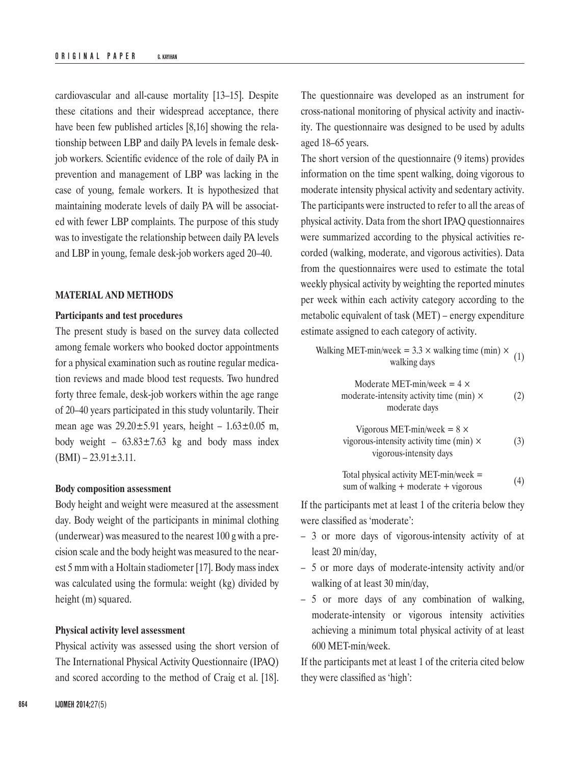cardiovascular and all-cause mortality [13–15]. Despite these citations and their widespread acceptance, there have been few published articles [8,16] showing the relationship between LBP and daily PA levels in female desk-job workers. Scientific evidence of the role of daily PA in prevention and management of LBP was lacking in the case of young, female workers. It is hypothesized that maintaining moderate levels of daily PA will be associated with fewer LBP complaints. The purpose of this study was to investigate the relationship between daily PA levels and LBP in young, female desk-job workers aged 20–40.

## MATERIAL AND METHODS

### Participants and test procedures

The present study is based on the survey data collected among female workers who booked doctor appointments for a physical examination such as routine regular medication reviews and made blood test requests. Two hundred forty three female, desk-job workers within the age range of 20–40 years participated in this study voluntarily. Their mean age was 29.20±5.91 years, height – 1.63±0.05 m, body weight – 63.83±7.63 kg and body mass index (BMI) – 23.91±3.11.

### Body composition assessment

Body height and weight were measured at the assessment day. Body weight of the participants in minimal clothing (underwear) was measured to the nearest 100 g with a precision scale and the body height was measured to the nearest 5 mm with a Holtain stadiometer [17]. Body mass index was calculated using the formula: weight (kg) divided by height (m) squared.

### Physical activity level assessment

Physical activity was assessed using the short version of The International Physical Activity Questionnaire (IPAQ) and scored according to the method of Craig et al. [18]. The questionnaire was developed as an instrument for cross-national monitoring of physical activity and inactivity. The questionnaire was designed to be used by adults aged 18–65 years.

The short version of the questionnaire (9 items) provides information on the time spent walking, doing vigorous to moderate intensity physical activity and sedentary activity. The participants were instructed to refer to all the areas of physical activity. Data from the short IPAQ questionnaires were summarized according to the physical activities recorded (walking, moderate, and vigorous activities). Data from the questionnaires were used to estimate the total weekly physical activity by weighting the reported minutes per week within each activity category according to the metabolic equivalent of task (MET) – energy expenditure estimate assigned to each category of activity.

$$\text{Walking MET-min/week} = 3.3 \times \text{walking time (min)} \times \text{walking days} \tag{1}$$

$$\text{Moderate MET-min/week} = 4 \times \text{moderate-intensity activity time (min)} \times \text{moderate days} \tag{2}$$

$$\text{Vigorous MET-min/week} = 8 \times \text{vigorous-intensity activity time (min)} \times \text{vigorous-intensity days} \tag{3}$$

$$\text{Total physical activity MET-min/week} = \text{sum of walking} + \text{moderate} + \text{vigorous} \tag{4}$$

If the participants met at least 1 of the criteria below they were classified as 'moderate':

- 3 or more days of vigorous-intensity activity of at least 20 min/day,
- 5 or more days of moderate-intensity activity and/or walking of at least 30 min/day,
- 5 or more days of any combination of walking, moderate-intensity or vigorous intensity activities achieving a minimum total physical activity of at least 600 MET-min/week.

If the participants met at least 1 of the criteria cited below they were classified as 'high':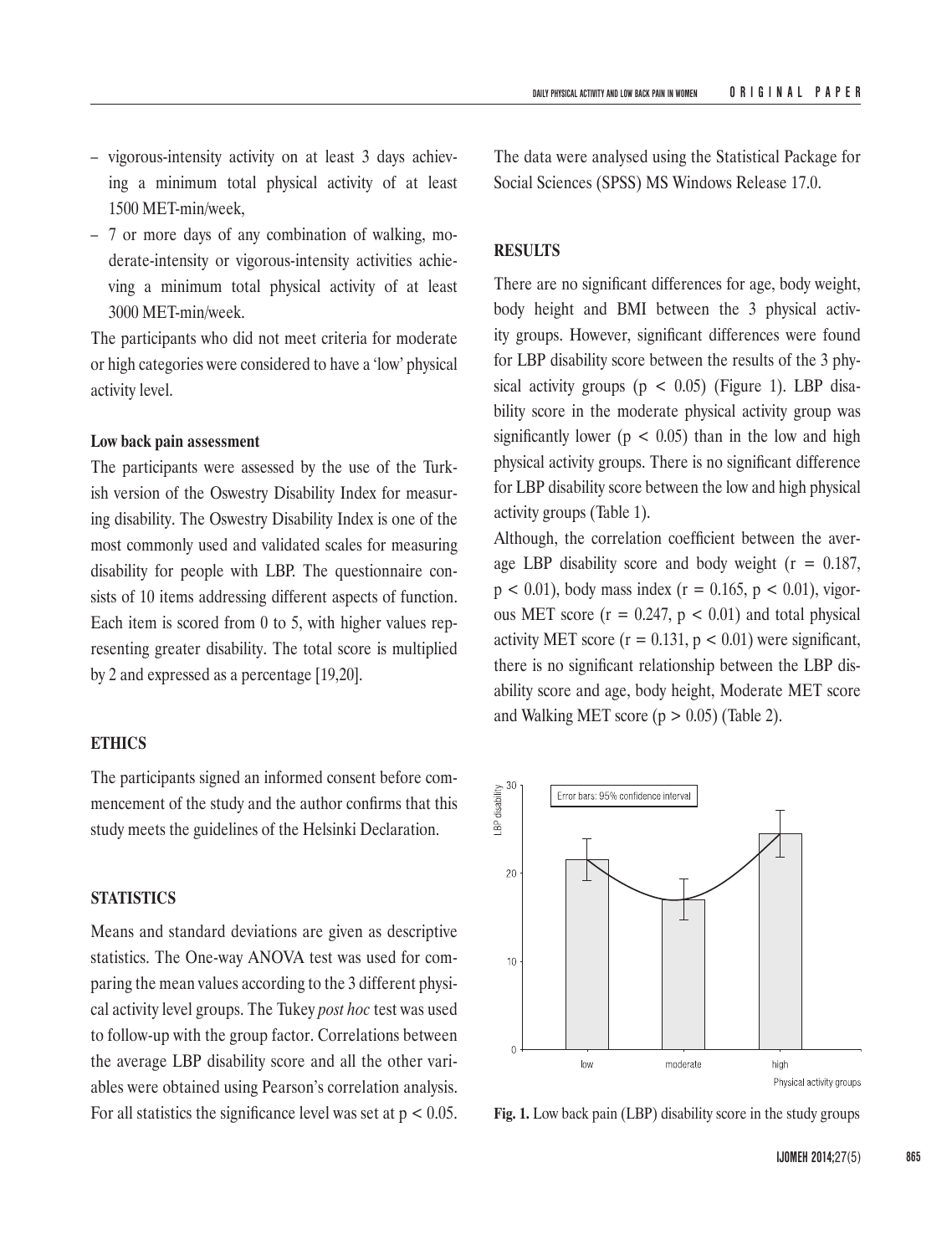- vigorous-intensity activity on at least 3 days achieving a minimum total physical activity of at least 1500 MET-min/week,
- 7 or more days of any combination of walking, moderate-intensity or vigorous-intensity activities achieving a minimum total physical activity of at least 3000 MET-min/week.

The participants who did not meet criteria for moderate or high categories were considered to have a 'low' physical activity level.

#### Low back pain assessment

The participants were assessed by the use of the Turkish version of the Oswestry Disability Index for measuring disability. The Oswestry Disability Index is one of the most commonly used and validated scales for measuring disability for people with LBP. The questionnaire consists of 10 items addressing different aspects of function. Each item is scored from 0 to 5, with higher values representing greater disability. The total score is multiplied by 2 and expressed as a percentage [19,20].

### ETHICS

The participants signed an informed consent before commencement of the study and the author confirms that this study meets the guidelines of the Helsinki Declaration.

### STATISTICS

Means and standard deviations are given as descriptive statistics. The One-way ANOVA test was used for comparing the mean values according to the 3 different physical activity level groups. The Tukey *post hoc* test was used to follow-up with the group factor. Correlations between the average LBP disability score and all the other variables were obtained using Pearson's correlation analysis. For all statistics the significance level was set at $p < 0.05$.

The data were analysed using the Statistical Package for Social Sciences (SPSS) MS Windows Release 17.0.

### RESULTS

There are no significant differences for age, body weight, body height and BMI between the 3 physical activity groups. However, significant differences were found for LBP disability score between the results of the 3 physical activity groups ($p < 0.05$) (Figure 1). LBP disability score in the moderate physical activity group was significantly lower ($p < 0.05$) than in the low and high physical activity groups. There is no significant difference for LBP disability score between the low and high physical activity groups (Table 1).

Although, the correlation coefficient between the average LBP disability score and body weight ($r = 0.187$, $p < 0.01$), body mass index ($r = 0.165$, $p < 0.01$), vigorous MET score ($r = 0.247$, $p < 0.01$) and total physical activity MET score ($r = 0.131$, $p < 0.01$) were significant, there is no significant relationship between the LBP disability score and age, body height, Moderate MET score and Walking MET score ($p > 0.05$) (Table 2).

**Fig. 1.** Low back pain (LBP) disability score in the study groups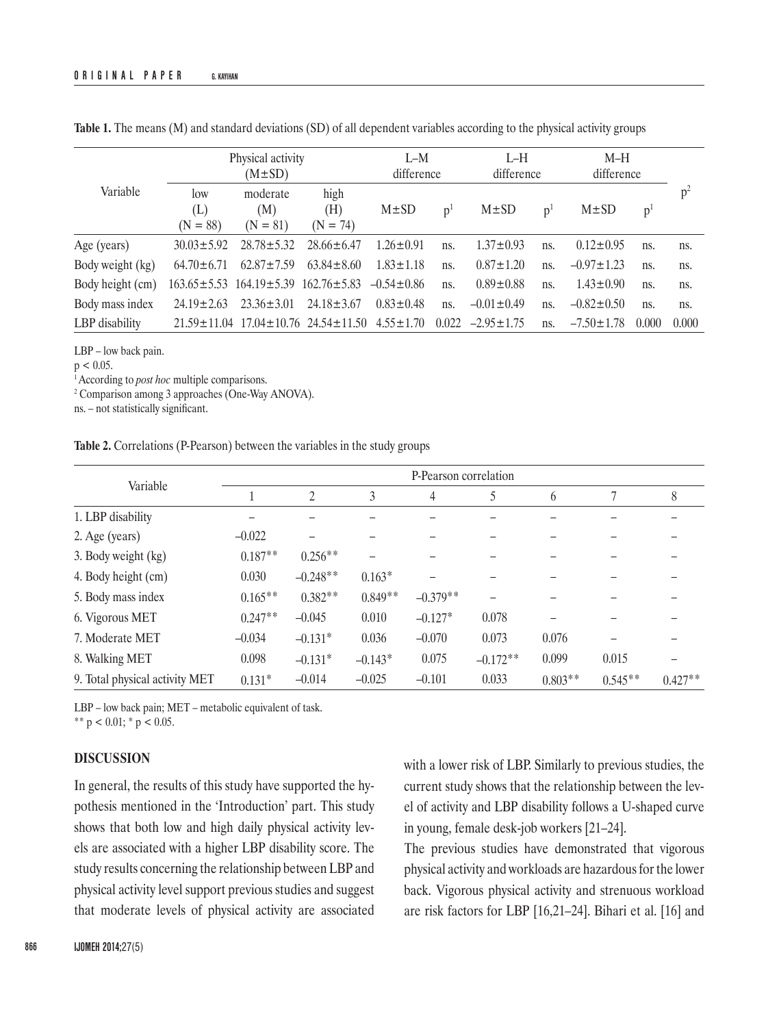**Table 1.** The means (M) and standard deviations (SD) of all dependent variables according to the physical activity groups

| Variable | Physical activity (M±SD) | | | L–M difference | | L–H difference | | M–H difference | | $p^2$ |
|---|---|---|---|---|---|---|---|---|---|---|
| | low (L) (N = 88) | moderate (M) (N = 81) | high (H) (N = 74) | M±SD | $p^1$ | M±SD | $p^1$ | M±SD | $p^1$ | |
| Age (years) | 30.03±5.92 | 28.78±5.32 | 28.66±6.47 | 1.26±0.91 | ns. | 1.37±0.93 | ns. | 0.12±0.95 | ns. | ns. |
| Body weight (kg) | 64.70±6.71 | 62.87±7.59 | 63.84±8.60 | 1.83±1.18 | ns. | 0.87±1.20 | ns. | –0.97±1.23 | ns. | ns. |
| Body height (cm) | 163.65±5.53 | 164.19±5.39 | 162.76±5.83 | –0.54±0.86 | ns. | 0.89±0.88 | ns. | 1.43±0.90 | ns. | ns. |
| Body mass index | 24.19±2.63 | 23.36±3.01 | 24.18±3.67 | 0.83±0.48 | ns. | –0.01±0.49 | ns. | –0.82±0.50 | ns. | ns. |
| LBP disability | 21.59±11.04 | 17.04±10.76 | 24.54±11.50 | 4.55±1.70 | 0.022 | –2.95±1.75 | ns. | –7.50±1.78 | 0.000 | 0.000 |

LBP – low back pain.
$p < 0.05$.
[1] According to *post hoc* multiple comparisons.
[2] Comparison among 3 approaches (One-Way ANOVA).
ns. – not statistically significant.

**Table 2.** Correlations (P-Pearson) between the variables in the study groups

| Variable | P-Pearson correlation | | | | | | | |
|---|---|---|---|---|---|---|---|---|
| | 1 | 2 | 3 | 4 | 5 | 6 | 7 | 8 |
| 1. LBP disability | – | – | – | – | – | – | – | – |
| 2. Age (years) | –0.022 | – | – | – | – | – | – | – |
| 3. Body weight (kg) | 0.187** | 0.256** | – | – | – | – | – | – |
| 4. Body height (cm) | 0.030 | –0.248** | 0.163* | – | – | – | – | – |
| 5. Body mass index | 0.165** | 0.382** | 0.849** | –0.379** | – | – | – | – |
| 6. Vigorous MET | 0.247** | –0.045 | 0.010 | –0.127* | 0.078 | – | – | – |
| 7. Moderate MET | –0.034 | –0.131* | 0.036 | –0.070 | 0.073 | 0.076 | – | – |
| 8. Walking MET | 0.098 | –0.131* | –0.143* | 0.075 | –0.172** | 0.099 | 0.015 | – |
| 9. Total physical activity MET | 0.131* | –0.014 | –0.025 | –0.101 | 0.033 | 0.803** | 0.545** | 0.427** |

LBP – low back pain; MET – metabolic equivalent of task.
** $p < 0.01$; * $p < 0.05$.

## DISCUSSION

In general, the results of this study have supported the hypothesis mentioned in the 'Introduction' part. This study shows that both low and high daily physical activity levels are associated with a higher LBP disability score. The study results concerning the relationship between LBP and physical activity level support previous studies and suggest that moderate levels of physical activity are associated with a lower risk of LBP. Similarly to previous studies, the current study shows that the relationship between the level of activity and LBP disability follows a U-shaped curve in young, female desk-job workers [21–24].

The previous studies have demonstrated that vigorous physical activity and workloads are hazardous for the lower back. Vigorous physical activity and strenuous workload are risk factors for LBP [16,21–24]. Bihari et al. [16] and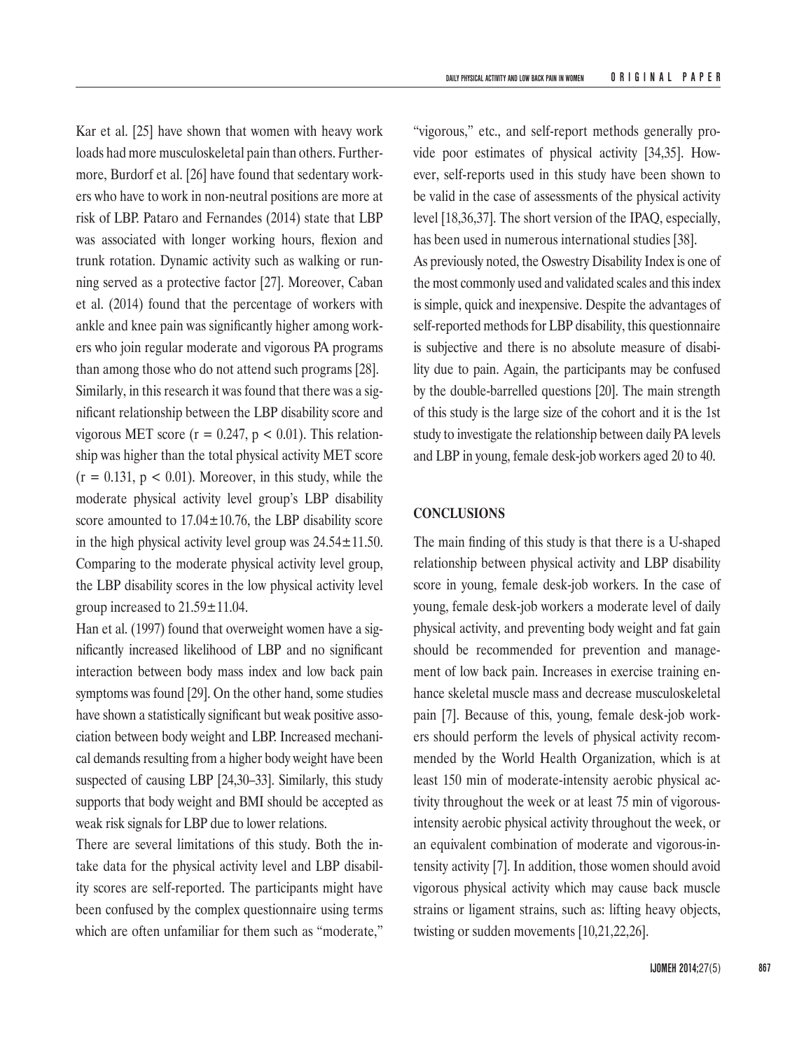Kar et al. [25] have shown that women with heavy work loads had more musculoskeletal pain than others. Furthermore, Burdorf et al. [26] have found that sedentary workers who have to work in non-neutral positions are more at risk of LBP. Pataro and Fernandes (2014) state that LBP was associated with longer working hours, flexion and trunk rotation. Dynamic activity such as walking or running served as a protective factor [27]. Moreover, Caban et al. (2014) found that the percentage of workers with ankle and knee pain was significantly higher among workers who join regular moderate and vigorous PA programs than among those who do not attend such programs [28].

Similarly, in this research it was found that there was a significant relationship between the LBP disability score and vigorous MET score ($r = 0.247$, $p < 0.01$). This relationship was higher than the total physical activity MET score ($r = 0.131$, $p < 0.01$). Moreover, in this study, while the moderate physical activity level group's LBP disability score amounted to $17.04 \pm 10.76$, the LBP disability score in the high physical activity level group was $24.54 \pm 11.50$. Comparing to the moderate physical activity level group, the LBP disability scores in the low physical activity level group increased to $21.59 \pm 11.04$.

Han et al. (1997) found that overweight women have a significantly increased likelihood of LBP and no significant interaction between body mass index and low back pain symptoms was found [29]. On the other hand, some studies have shown a statistically significant but weak positive association between body weight and LBP. Increased mechanical demands resulting from a higher body weight have been suspected of causing LBP [24,30–33]. Similarly, this study supports that body weight and BMI should be accepted as weak risk signals for LBP due to lower relations.

There are several limitations of this study. Both the intake data for the physical activity level and LBP disability scores are self-reported. The participants might have been confused by the complex questionnaire using terms which are often unfamiliar for them such as "moderate," "vigorous," etc., and self-report methods generally provide poor estimates of physical activity [34,35]. However, self-reports used in this study have been shown to be valid in the case of assessments of the physical activity level [18,36,37]. The short version of the IPAQ, especially, has been used in numerous international studies [38].

As previously noted, the Oswestry Disability Index is one of the most commonly used and validated scales and this index is simple, quick and inexpensive. Despite the advantages of self-reported methods for LBP disability, this questionnaire is subjective and there is no absolute measure of disability due to pain. Again, the participants may be confused by the double-barrelled questions [20]. The main strength of this study is the large size of the cohort and it is the 1st study to investigate the relationship between daily PA levels and LBP in young, female desk-job workers aged 20 to 40.

## CONCLUSIONS

The main finding of this study is that there is a U-shaped relationship between physical activity and LBP disability score in young, female desk-job workers. In the case of young, female desk-job workers a moderate level of daily physical activity, and preventing body weight and fat gain should be recommended for prevention and management of low back pain. Increases in exercise training enhance skeletal muscle mass and decrease musculoskeletal pain [7]. Because of this, young, female desk-job workers should perform the levels of physical activity recommended by the World Health Organization, which is at least 150 min of moderate-intensity aerobic physical activity throughout the week or at least 75 min of vigorous-intensity aerobic physical activity throughout the week, or an equivalent combination of moderate and vigorous-intensity activity [7]. In addition, those women should avoid vigorous physical activity which may cause back muscle strains or ligament strains, such as: lifting heavy objects, twisting or sudden movements [10,21,22,26].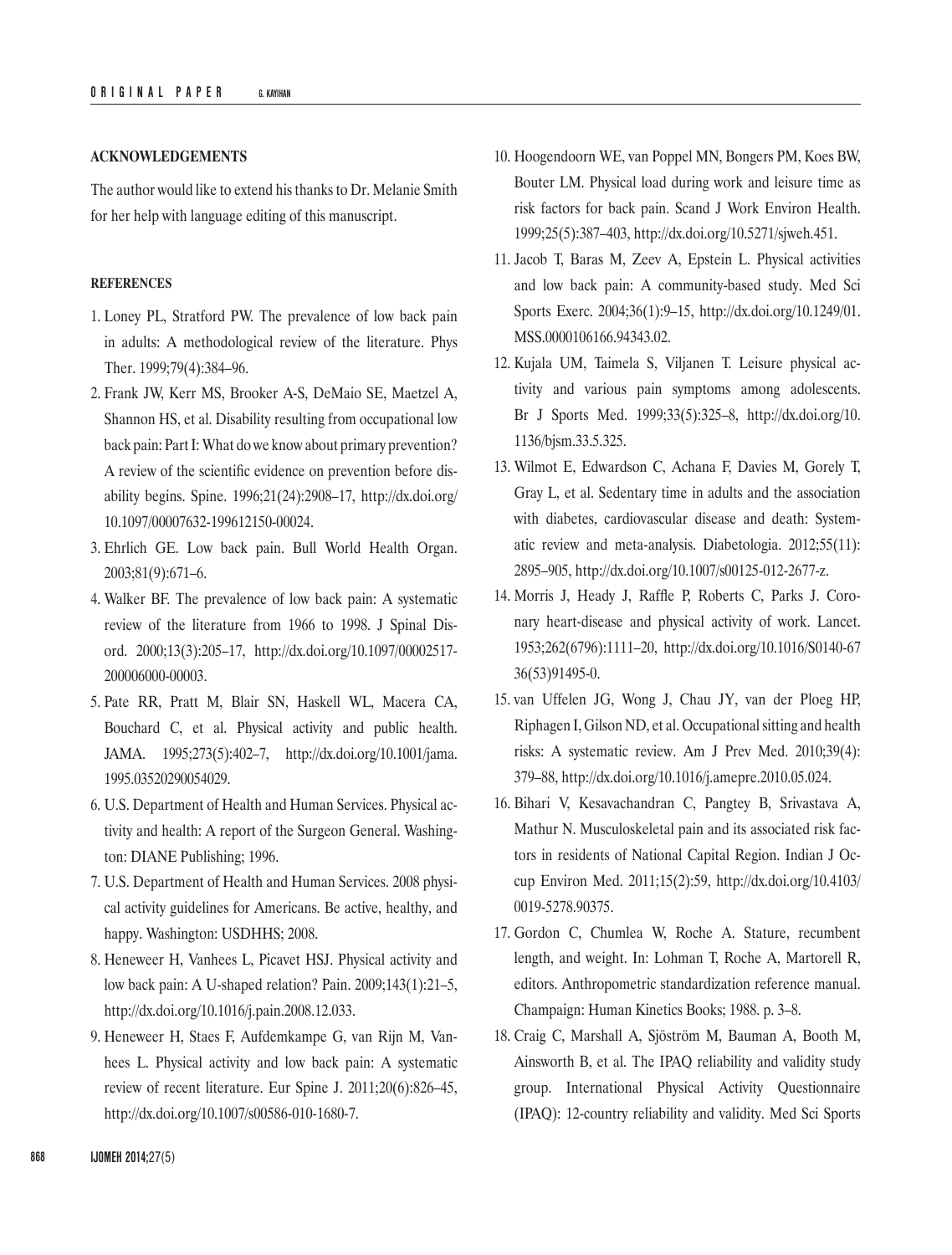## ACKNOWLEDGEMENTS

The author would like to extend his thanks to Dr. Melanie Smith for her help with language editing of this manuscript.

## REFERENCES

1. Loney PL, Stratford PW. The prevalence of low back pain in adults: A methodological review of the literature. Phys Ther. 1999;79(4):384–96.
2. Frank JW, Kerr MS, Brooker A-S, DeMaio SE, Maetzel A, Shannon HS, et al. Disability resulting from occupational low back pain: Part I: What do we know about primary prevention? A review of the scientific evidence on prevention before disability begins. Spine. 1996;21(24):2908–17, http://dx.doi.org/10.1097/00007632-199612150-00024.
3. Ehrlich GE. Low back pain. Bull World Health Organ. 2003;81(9):671–6.
4. Walker BF. The prevalence of low back pain: A systematic review of the literature from 1966 to 1998. J Spinal Disord. 2000;13(3):205–17, http://dx.doi.org/10.1097/00002517-200006000-00003.
5. Pate RR, Pratt M, Blair SN, Haskell WL, Macera CA, Bouchard C, et al. Physical activity and public health. JAMA. 1995;273(5):402–7, http://dx.doi.org/10.1001/jama.1995.03520290054029.
6. U.S. Department of Health and Human Services. Physical activity and health: A report of the Surgeon General. Washington: DIANE Publishing; 1996.
7. U.S. Department of Health and Human Services. 2008 physical activity guidelines for Americans. Be active, healthy, and happy. Washington: USDHHS; 2008.
8. Heneweer H, Vanhees L, Picavet HSJ. Physical activity and low back pain: A U-shaped relation? Pain. 2009;143(1):21–5, http://dx.doi.org/10.1016/j.pain.2008.12.033.
9. Heneweer H, Staes F, Aufdemkampe G, van Rijn M, Vanhees L. Physical activity and low back pain: A systematic review of recent literature. Eur Spine J. 2011;20(6):826–45, http://dx.doi.org/10.1007/s00586-010-1680-7.
10. Hoogendoorn WE, van Poppel MN, Bongers PM, Koes BW, Bouter LM. Physical load during work and leisure time as risk factors for back pain. Scand J Work Environ Health. 1999;25(5):387–403, http://dx.doi.org/10.5271/sjweh.451.
11. Jacob T, Baras M, Zeev A, Epstein L. Physical activities and low back pain: A community-based study. Med Sci Sports Exerc. 2004;36(1):9–15, http://dx.doi.org/10.1249/01.MSS.0000106166.94343.02.
12. Kujala UM, Taimela S, Viljanen T. Leisure physical activity and various pain symptoms among adolescents. Br J Sports Med. 1999;33(5):325–8, http://dx.doi.org/10.1136/bjsm.33.5.325.
13. Wilmot E, Edwardson C, Achana F, Davies M, Gorely T, Gray L, et al. Sedentary time in adults and the association with diabetes, cardiovascular disease and death: Systematic review and meta-analysis. Diabetologia. 2012;55(11):2895–905, http://dx.doi.org/10.1007/s00125-012-2677-z.
14. Morris J, Heady J, Raffle P, Roberts C, Parks J. Coronary heart-disease and physical activity of work. Lancet. 1953;262(6796):1111–20, http://dx.doi.org/10.1016/S0140-6736(53)91495-0.
15. van Uffelen JG, Wong J, Chau JY, van der Ploeg HP, Riphagen I, Gilson ND, et al. Occupational sitting and health risks: A systematic review. Am J Prev Med. 2010;39(4):379–88, http://dx.doi.org/10.1016/j.amepre.2010.05.024.
16. Bihari V, Kesavachandran C, Pangtey B, Srivastava A, Mathur N. Musculoskeletal pain and its associated risk factors in residents of National Capital Region. Indian J Occup Environ Med. 2011;15(2):59, http://dx.doi.org/10.4103/0019-5278.90375.
17. Gordon C, Chumlea W, Roche A. Stature, recumbent length, and weight. In: Lohman T, Roche A, Martorell R, editors. Anthropometric standardization reference manual. Champaign: Human Kinetics Books; 1988. p. 3–8.
18. Craig C, Marshall A, Sjöström M, Bauman A, Booth M, Ainsworth B, et al. The IPAQ reliability and validity study group. International Physical Activity Questionnaire (IPAQ): 12-country reliability and validity. Med Sci Sports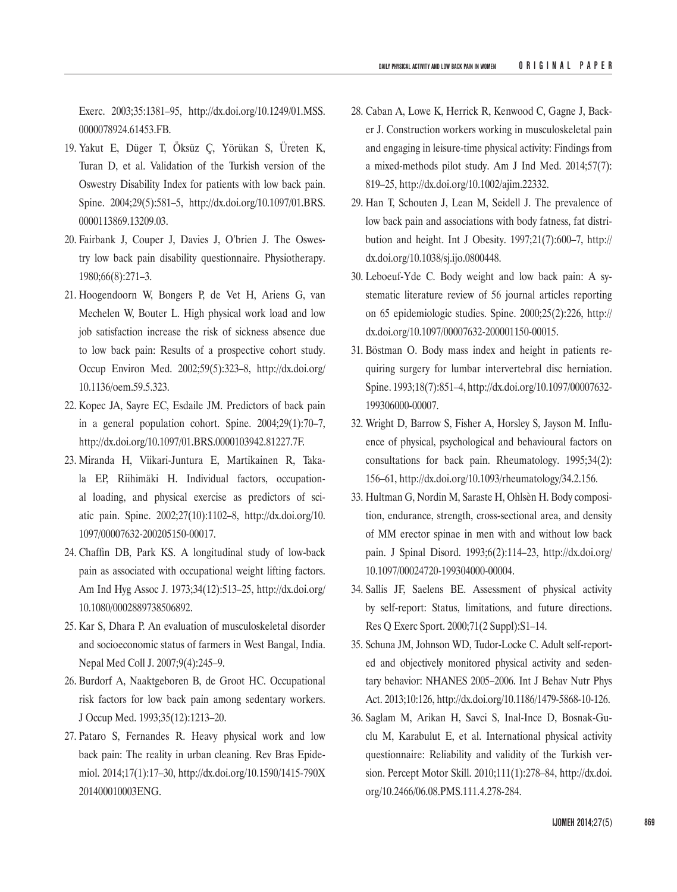Exerc. 2003;35:1381–95, http://dx.doi.org/10.1249/01.MSS.0000078924.61453.FB.

19. Yakut E, Düger T, Öksüz Ç, Yörükan S, Üreten K, Turan D, et al. Validation of the Turkish version of the Oswestry Disability Index for patients with low back pain. Spine. 2004;29(5):581–5, http://dx.doi.org/10.1097/01.BRS.0000113869.13209.03.
20. Fairbank J, Couper J, Davies J, O'brien J. The Oswestry low back pain disability questionnaire. Physiotherapy. 1980;66(8):271–3.
21. Hoogendoorn W, Bongers P, de Vet H, Ariens G, van Mechelen W, Bouter L. High physical work load and low job satisfaction increase the risk of sickness absence due to low back pain: Results of a prospective cohort study. Occup Environ Med. 2002;59(5):323–8, http://dx.doi.org/10.1136/oem.59.5.323.
22. Kopec JA, Sayre EC, Esdaile JM. Predictors of back pain in a general population cohort. Spine. 2004;29(1):70–7, http://dx.doi.org/10.1097/01.BRS.0000103942.81227.7F.
23. Miranda H, Viikari-Juntura E, Martikainen R, Takala EP, Riihimäki H. Individual factors, occupational loading, and physical exercise as predictors of sciatic pain. Spine. 2002;27(10):1102–8, http://dx.doi.org/10.1097/00007632-200205150-00017.
24. Chaffin DB, Park KS. A longitudinal study of low-back pain as associated with occupational weight lifting factors. Am Ind Hyg Assoc J. 1973;34(12):513–25, http://dx.doi.org/10.1080/0002889738506892.
25. Kar S, Dhara P. An evaluation of musculoskeletal disorder and socioeconomic status of farmers in West Bangal, India. Nepal Med Coll J. 2007;9(4):245–9.
26. Burdorf A, Naaktgeboren B, de Groot HC. Occupational risk factors for low back pain among sedentary workers. J Occup Med. 1993;35(12):1213–20.
27. Pataro S, Fernandes R. Heavy physical work and low back pain: The reality in urban cleaning. Rev Bras Epidemiol. 2014;17(1):17–30, http://dx.doi.org/10.1590/1415-790X201400010003ENG.
28. Caban A, Lowe K, Herrick R, Kenwood C, Gagne J, Backer J. Construction workers working in musculoskeletal pain and engaging in leisure-time physical activity: Findings from a mixed-methods pilot study. Am J Ind Med. 2014;57(7):819–25, http://dx.doi.org/10.1002/ajim.22332.
29. Han T, Schouten J, Lean M, Seidell J. The prevalence of low back pain and associations with body fatness, fat distribution and height. Int J Obesity. 1997;21(7):600–7, http://dx.doi.org/10.1038/sj.ijo.0800448.
30. Leboeuf-Yde C. Body weight and low back pain: A systematic literature review of 56 journal articles reporting on 65 epidemiologic studies. Spine. 2000;25(2):226, http://dx.doi.org/10.1097/00007632-200001150-00015.
31. Böstman O. Body mass index and height in patients requiring surgery for lumbar intervertebral disc herniation. Spine. 1993;18(7):851–4, http://dx.doi.org/10.1097/00007632-199306000-00007.
32. Wright D, Barrow S, Fisher A, Horsley S, Jayson M. Influence of physical, psychological and behavioural factors on consultations for back pain. Rheumatology. 1995;34(2):156–61, http://dx.doi.org/10.1093/rheumatology/34.2.156.
33. Hultman G, Nordin M, Saraste H, Ohlsèn H. Body composition, endurance, strength, cross-sectional area, and density of MM erector spinae in men with and without low back pain. J Spinal Disord. 1993;6(2):114–23, http://dx.doi.org/10.1097/00024720-199304000-00004.
34. Sallis JF, Saelens BE. Assessment of physical activity by self-report: Status, limitations, and future directions. Res Q Exerc Sport. 2000;71(2 Suppl):S1–14.
35. Schuna JM, Johnson WD, Tudor-Locke C. Adult self-reported and objectively monitored physical activity and sedentary behavior: NHANES 2005–2006. Int J Behav Nutr Phys Act. 2013;10:126, http://dx.doi.org/10.1186/1479-5868-10-126.
36. Saglam M, Arikan H, Savci S, Inal-Ince D, Bosnak-Guclu M, Karabulut E, et al. International physical activity questionnaire: Reliability and validity of the Turkish version. Percept Motor Skill. 2010;111(1):278–84, http://dx.doi.org/10.2466/06.08.PMS.111.4.278-284.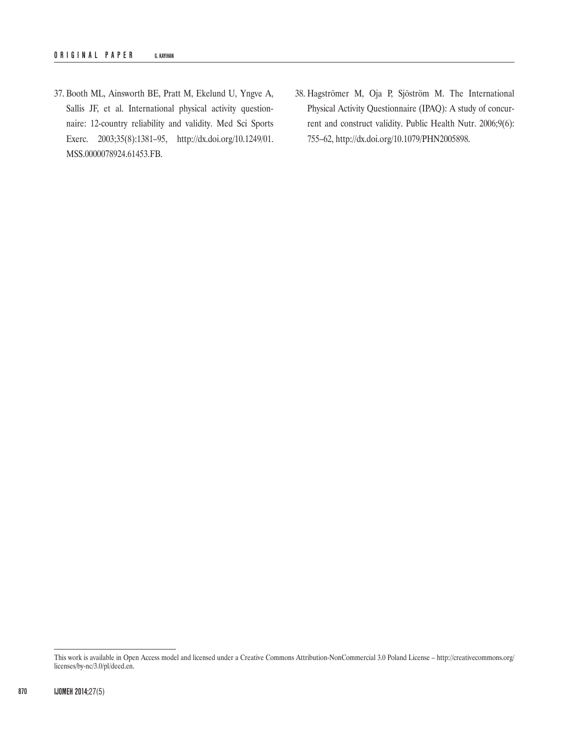37. Booth ML, Ainsworth BE, Pratt M, Ekelund U, Yngve A, Sallis JF, et al. International physical activity questionnaire: 12-country reliability and validity. Med Sci Sports Exerc. 2003;35(8):1381–95, http://dx.doi.org/10.1249/01.MSS.0000078924.61453.FB.

38. Hagströmer M, Oja P, Sjöström M. The International Physical Activity Questionnaire (IPAQ): A study of concurrent and construct validity. Public Health Nutr. 2006;9(6):755–62, http://dx.doi.org/10.1079/PHN2005898.

This work is available in Open Access model and licensed under a Creative Commons Attribution-NonCommercial 3.0 Poland License – http://creativecommons.org/licenses/by-nc/3.0/pl/deed.en.